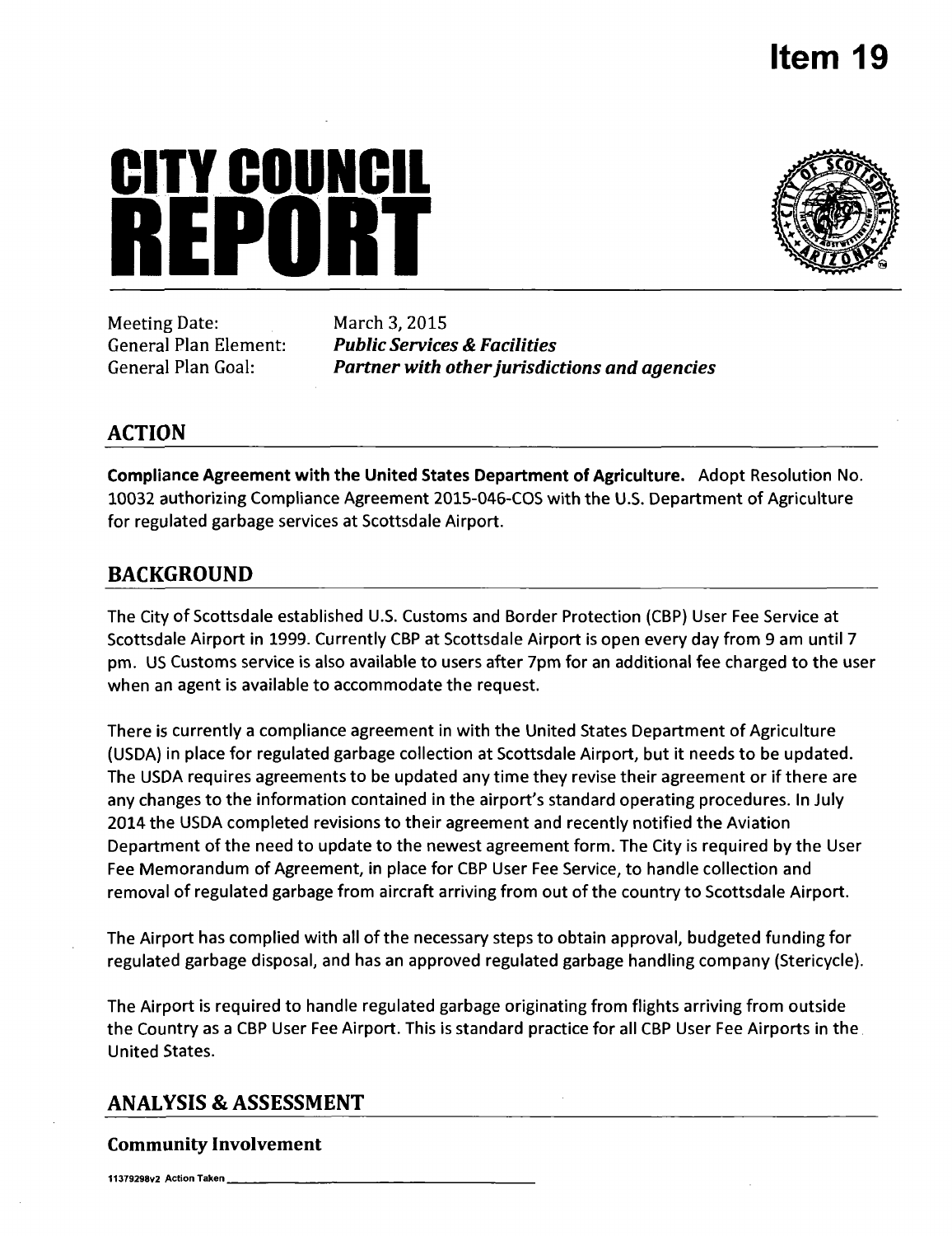# Item 19

# CITY COUNCIL REPORT

Meeting Date: March 3, 2015
General Plan Element: ***Public Services & Facilities***
General Plan Goal: ***Partner with other jurisdictions and agencies***

## ACTION

**Compliance Agreement with the United States Department of Agriculture.** Adopt Resolution No. 10032 authorizing Compliance Agreement 2015-046-COS with the U.S. Department of Agriculture for regulated garbage services at Scottsdale Airport.

## BACKGROUND

The City of Scottsdale established U.S. Customs and Border Protection (CBP) User Fee Service at Scottsdale Airport in 1999. Currently CBP at Scottsdale Airport is open every day from 9 am until 7 pm. US Customs service is also available to users after 7pm for an additional fee charged to the user when an agent is available to accommodate the request.

There is currently a compliance agreement in with the United States Department of Agriculture (USDA) in place for regulated garbage collection at Scottsdale Airport, but it needs to be updated. The USDA requires agreements to be updated any time they revise their agreement or if there are any changes to the information contained in the airport's standard operating procedures. In July 2014 the USDA completed revisions to their agreement and recently notified the Aviation Department of the need to update to the newest agreement form. The City is required by the User Fee Memorandum of Agreement, in place for CBP User Fee Service, to handle collection and removal of regulated garbage from aircraft arriving from out of the country to Scottsdale Airport.

The Airport has complied with all of the necessary steps to obtain approval, budgeted funding for regulated garbage disposal, and has an approved regulated garbage handling company (Stericycle).

The Airport is required to handle regulated garbage originating from flights arriving from outside the Country as a CBP User Fee Airport. This is standard practice for all CBP User Fee Airports in the United States.

## ANALYSIS & ASSESSMENT

### Community Involvement

11379298v2 Action Taken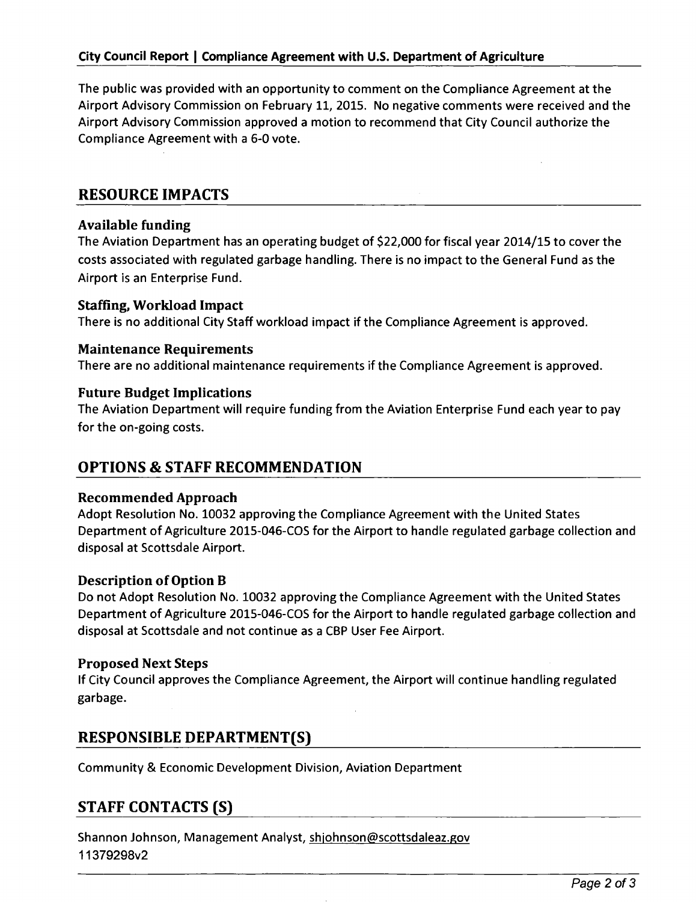The public was provided with an opportunity to comment on the Compliance Agreement at the Airport Advisory Commission on February 11, 2015. No negative comments were received and the Airport Advisory Commission approved a motion to recommend that City Council authorize the Compliance Agreement with a 6-0 vote.

## RESOURCE IMPACTS

### Available funding

The Aviation Department has an operating budget of $22,000 for fiscal year 2014/15 to cover the costs associated with regulated garbage handling. There is no impact to the General Fund as the Airport is an Enterprise Fund.

### Staffing, Workload Impact

There is no additional City Staff workload impact if the Compliance Agreement is approved.

### Maintenance Requirements

There are no additional maintenance requirements if the Compliance Agreement is approved.

### Future Budget Implications

The Aviation Department will require funding from the Aviation Enterprise Fund each year to pay for the on-going costs.

## OPTIONS & STAFF RECOMMENDATION

### Recommended Approach

Adopt Resolution No. 10032 approving the Compliance Agreement with the United States Department of Agriculture 2015-046-COS for the Airport to handle regulated garbage collection and disposal at Scottsdale Airport.

### Description of Option B

Do not Adopt Resolution No. 10032 approving the Compliance Agreement with the United States Department of Agriculture 2015-046-COS for the Airport to handle regulated garbage collection and disposal at Scottsdale and not continue as a CBP User Fee Airport.

### Proposed Next Steps

If City Council approves the Compliance Agreement, the Airport will continue handling regulated garbage.

## RESPONSIBLE DEPARTMENT(S)

Community & Economic Development Division, Aviation Department

## STAFF CONTACTS (S)

Shannon Johnson, Management Analyst, shjohnson@scottsdaleaz.gov
11379298v2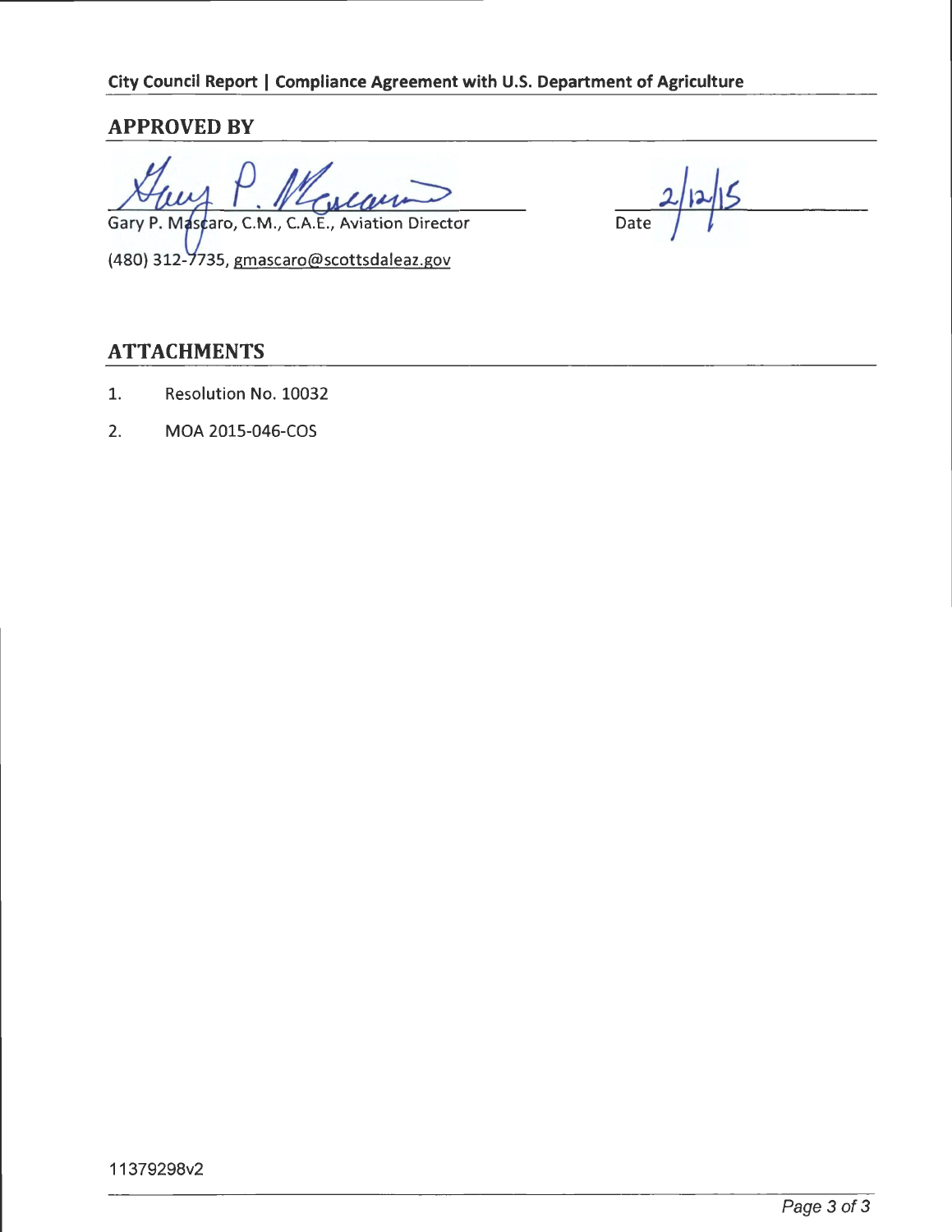## APPROVED BY

Gary P. Mascaro, C.M., C.A.E., Aviation Director

(480) 312-7735, gmascaro@scottsdaleaz.gov

Date 2/12/15

## ATTACHMENTS

1. Resolution No. 10032
2. MOA 2015-046-COS

11379298v2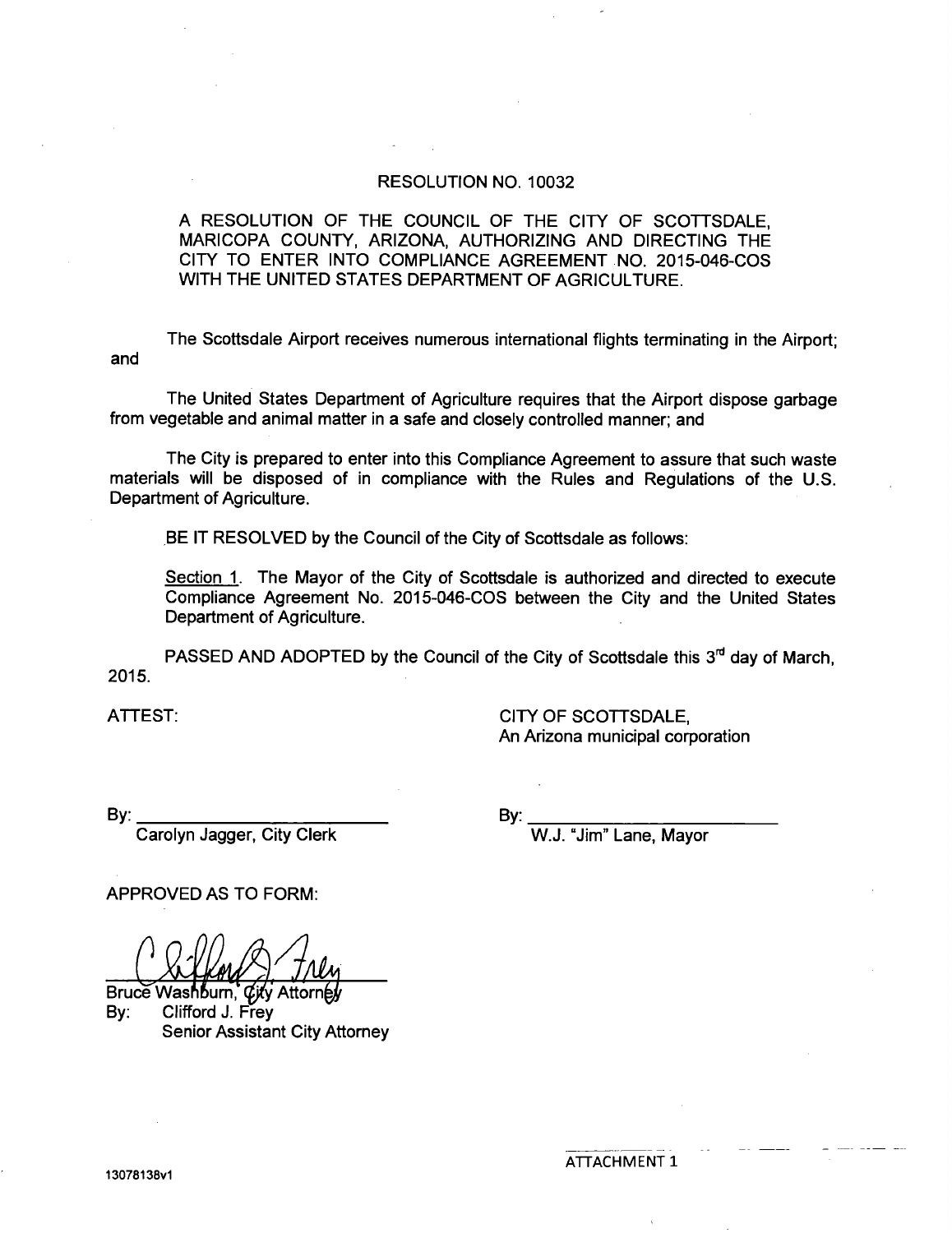# RESOLUTION NO. 10032

A RESOLUTION OF THE COUNCIL OF THE CITY OF SCOTTSDALE, MARICOPA COUNTY, ARIZONA, AUTHORIZING AND DIRECTING THE CITY TO ENTER INTO COMPLIANCE AGREEMENT NO. 2015-046-COS WITH THE UNITED STATES DEPARTMENT OF AGRICULTURE.

The Scottsdale Airport receives numerous international flights terminating in the Airport; and

The United States Department of Agriculture requires that the Airport dispose garbage from vegetable and animal matter in a safe and closely controlled manner; and

The City is prepared to enter into this Compliance Agreement to assure that such waste materials will be disposed of in compliance with the Rules and Regulations of the U.S. Department of Agriculture.

BE IT RESOLVED by the Council of the City of Scottsdale as follows:

Section 1. The Mayor of the City of Scottsdale is authorized and directed to execute Compliance Agreement No. 2015-046-COS between the City and the United States Department of Agriculture.

PASSED AND ADOPTED by the Council of the City of Scottsdale this 3rd day of March, 2015.

ATTEST:

By: ___________________________
Carolyn Jagger, City Clerk

CITY OF SCOTTSDALE,
An Arizona municipal corporation

By: ___________________________
W.J. "Jim" Lane, Mayor

APPROVED AS TO FORM:

Bruce Washburn, City Attorney
By: Clifford J. Frey
Senior Assistant City Attorney

13078138v1

ATTACHMENT 1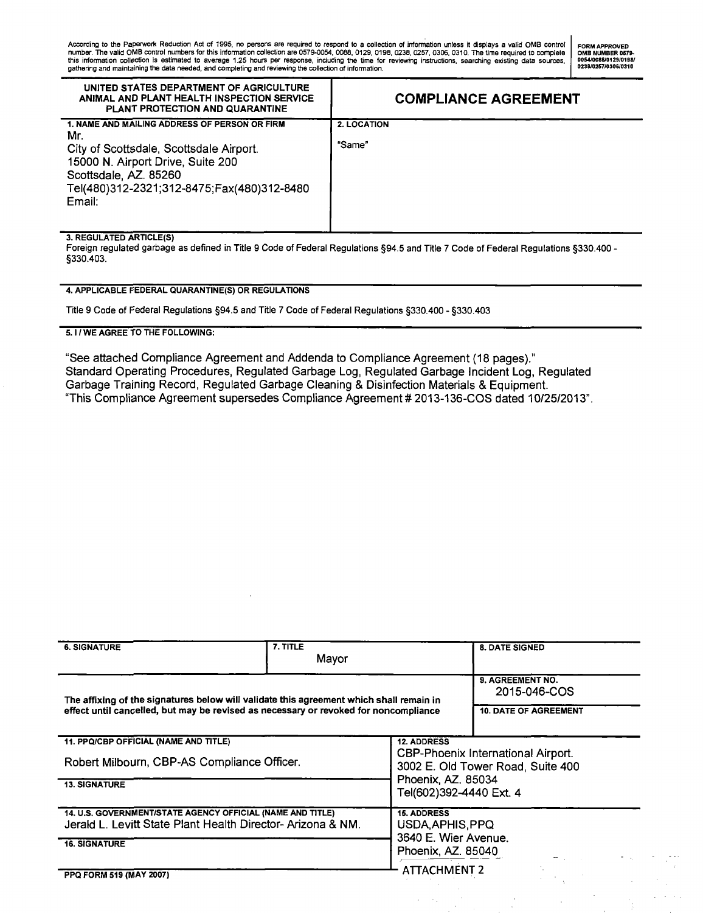According to the Paperwork Reduction Act of 1995, no persons are required to respond to a collection of information unless it displays a valid OMB control number. The valid OMB control numbers for this information collection are 0579-0054, 0088, 0129, 0198, 0238, 0257, 0306, 0310. The time required to complete this information collection is estimated to average 1.25 hours per response, including the time for reviewing instructions, searching existing data sources, gathering and maintaining the data needed, and completing and reviewing the collection of information.

FORM APPROVED OMB NUMBER 0579-0054/0088/0129/0198/0238/0257/0306/0310

| UNITED STATES DEPARTMENT OF AGRICULTURE ANIMAL AND PLANT HEALTH INSPECTION SERVICE PLANT PROTECTION AND QUARANTINE | **COMPLIANCE AGREEMENT** |
|---|---|
| 1. NAME AND MAILING ADDRESS OF PERSON OR FIRM<br>Mr.<br>City of Scottsdale, Scottsdale Airport.<br>15000 N. Airport Drive, Suite 200<br>Scottsdale, AZ. 85260<br>Tel(480)312-2321;312-8475;Fax(480)312-8480<br>Email: | 2. LOCATION<br>"Same" |

**3. REGULATED ARTICLE(S)**

Foreign regulated garbage as defined in Title 9 Code of Federal Regulations §94.5 and Title 7 Code of Federal Regulations §330.400 - §330.403.

**4. APPLICABLE FEDERAL QUARANTINE(S) OR REGULATIONS**

Title 9 Code of Federal Regulations §94.5 and Title 7 Code of Federal Regulations §330.400 - §330.403

**5. I / WE AGREE TO THE FOLLOWING:**

"See attached Compliance Agreement and Addenda to Compliance Agreement (18 pages)."
Standard Operating Procedures, Regulated Garbage Log, Regulated Garbage Incident Log, Regulated Garbage Training Record, Regulated Garbage Cleaning & Disinfection Materials & Equipment.
"This Compliance Agreement supersedes Compliance Agreement # 2013-136-COS dated 10/25/2013".

| 6. SIGNATURE | 7. TITLE<br>Mayor | 8. DATE SIGNED |
|---|---|---|
| The affixing of the signatures below will validate this agreement which shall remain in effect until cancelled, but may be revised as necessary or revoked for noncompliance | | 9. AGREEMENT NO.<br>2015-046-COS<br>10. DATE OF AGREEMENT |

| 11. PPQ/CBP OFFICIAL (NAME AND TITLE)<br>Robert Milbourn, CBP-AS Compliance Officer. | 12. ADDRESS<br>CBP-Phoenix International Airport.<br>3002 E. Old Tower Road, Suite 400<br>Phoenix, AZ. 85034<br>Tel(602)392-4440 Ext. 4 |
|---|---|
| 13. SIGNATURE | |
| 14. U.S. GOVERNMENT/STATE AGENCY OFFICIAL (NAME AND TITLE)<br>Jerald L. Levitt State Plant Health Director- Arizona & NM. | 15. ADDRESS<br>USDA,APHIS,PPQ<br>3640 E. Wier Avenue.<br>Phoenix, AZ. 85040 |
| 16. SIGNATURE | |

PPQ FORM 519 (MAY 2007)

ATTACHMENT 2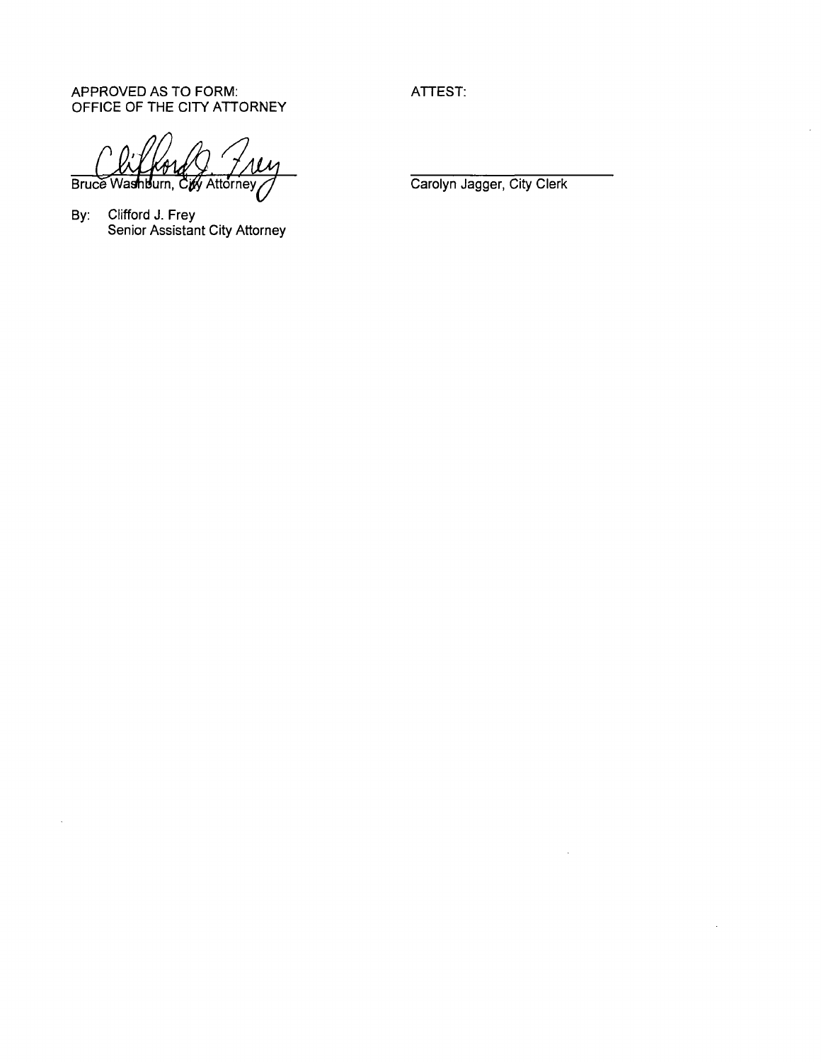APPROVED AS TO FORM:
OFFICE OF THE CITY ATTORNEY

Bruce Washburn, City Attorney

By: Clifford J. Frey
Senior Assistant City Attorney

ATTEST:

Carolyn Jagger, City Clerk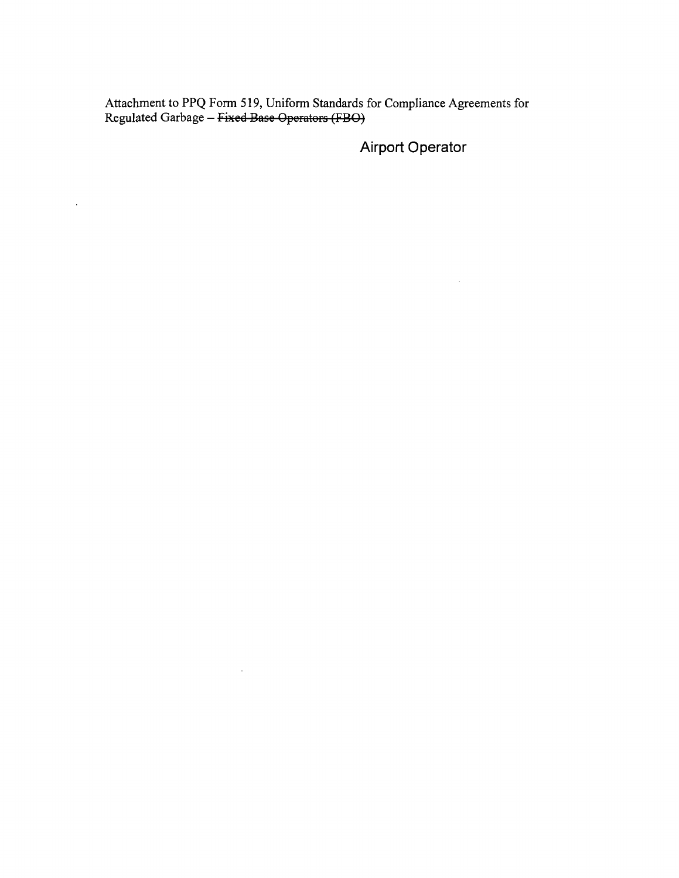Attachment to PPQ Form 519, Uniform Standards for Compliance Agreements for Regulated Garbage – ~~Fixed Base Operators (FBO)~~

Airport Operator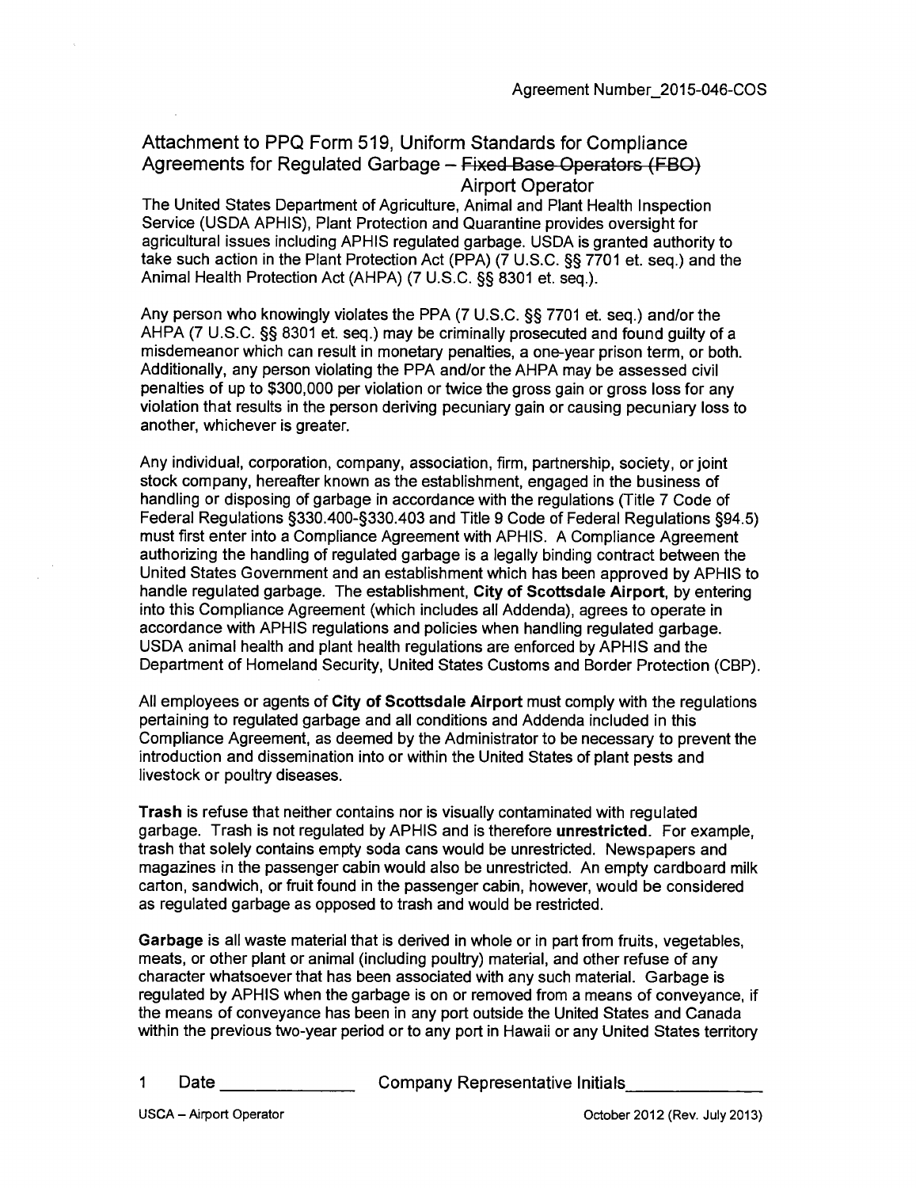Agreement Number_2015-046-COS

## Attachment to PPQ Form 519, Uniform Standards for Compliance Agreements for Regulated Garbage – ~~Fixed Base Operators (FBO)~~ Airport Operator

The United States Department of Agriculture, Animal and Plant Health Inspection Service (USDA APHIS), Plant Protection and Quarantine provides oversight for agricultural issues including APHIS regulated garbage. USDA is granted authority to take such action in the Plant Protection Act (PPA) (7 U.S.C. §§ 7701 et. seq.) and the Animal Health Protection Act (AHPA) (7 U.S.C. §§ 8301 et. seq.).

Any person who knowingly violates the PPA (7 U.S.C. §§ 7701 et. seq.) and/or the AHPA (7 U.S.C. §§ 8301 et. seq.) may be criminally prosecuted and found guilty of a misdemeanor which can result in monetary penalties, a one-year prison term, or both. Additionally, any person violating the PPA and/or the AHPA may be assessed civil penalties of up to $300,000 per violation or twice the gross gain or gross loss for any violation that results in the person deriving pecuniary gain or causing pecuniary loss to another, whichever is greater.

Any individual, corporation, company, association, firm, partnership, society, or joint stock company, hereafter known as the establishment, engaged in the business of handling or disposing of garbage in accordance with the regulations (Title 7 Code of Federal Regulations §330.400-§330.403 and Title 9 Code of Federal Regulations §94.5) must first enter into a Compliance Agreement with APHIS. A Compliance Agreement authorizing the handling of regulated garbage is a legally binding contract between the United States Government and an establishment which has been approved by APHIS to handle regulated garbage. The establishment, **City of Scottsdale Airport**, by entering into this Compliance Agreement (which includes all Addenda), agrees to operate in accordance with APHIS regulations and policies when handling regulated garbage. USDA animal health and plant health regulations are enforced by APHIS and the Department of Homeland Security, United States Customs and Border Protection (CBP).

All employees or agents of **City of Scottsdale Airport** must comply with the regulations pertaining to regulated garbage and all conditions and Addenda included in this Compliance Agreement, as deemed by the Administrator to be necessary to prevent the introduction and dissemination into or within the United States of plant pests and livestock or poultry diseases.

**Trash** is refuse that neither contains nor is visually contaminated with regulated garbage. Trash is not regulated by APHIS and is therefore **unrestricted**. For example, trash that solely contains empty soda cans would be unrestricted. Newspapers and magazines in the passenger cabin would also be unrestricted. An empty cardboard milk carton, sandwich, or fruit found in the passenger cabin, however, would be considered as regulated garbage as opposed to trash and would be restricted.

**Garbage** is all waste material that is derived in whole or in part from fruits, vegetables, meats, or other plant or animal (including poultry) material, and other refuse of any character whatsoever that has been associated with any such material. Garbage is regulated by APHIS when the garbage is on or removed from a means of conveyance, if the means of conveyance has been in any port outside the United States and Canada within the previous two-year period or to any port in Hawaii or any United States territory

1 Date ______________ Company Representative Initials______________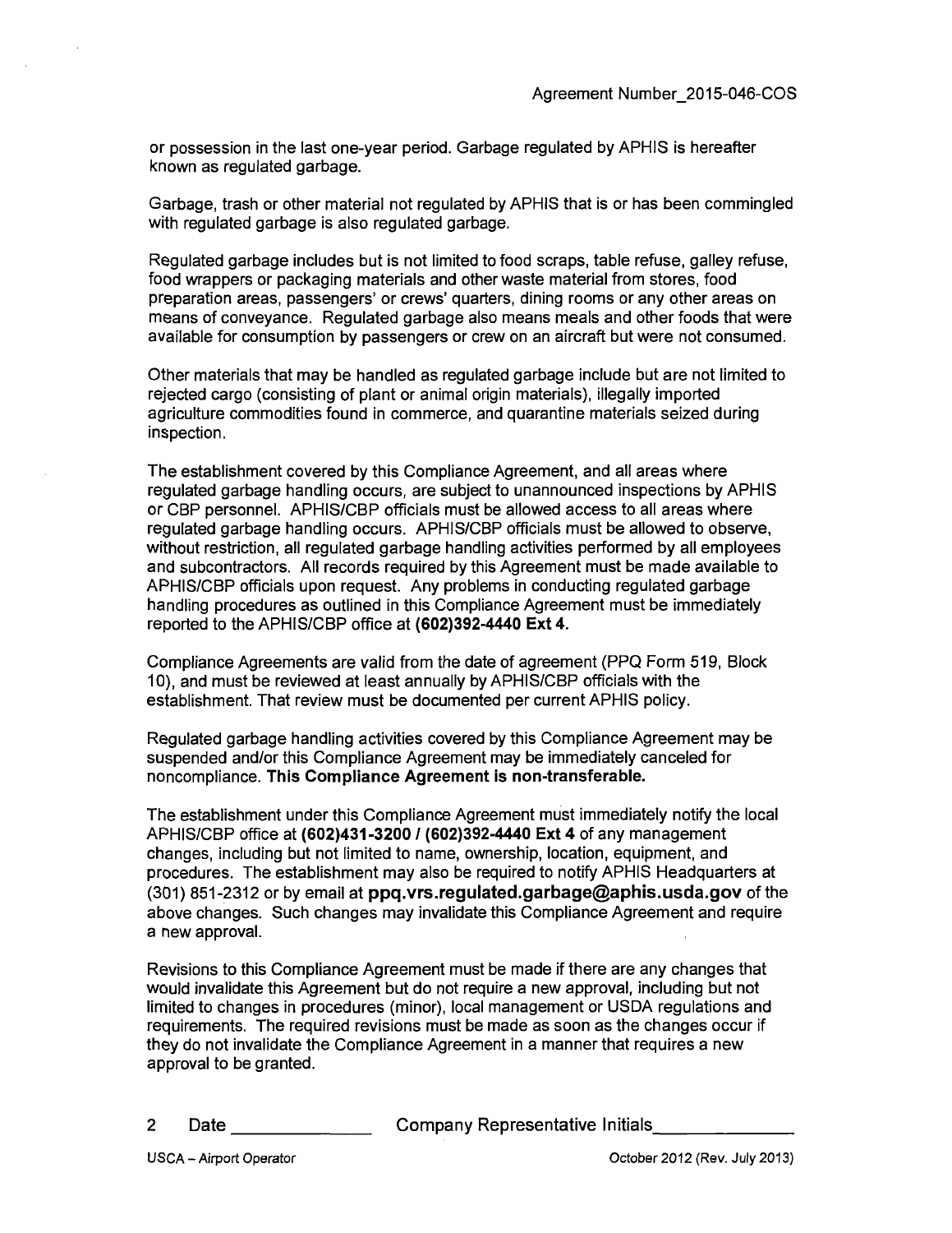or possession in the last one-year period. Garbage regulated by APHIS is hereafter known as regulated garbage.

Garbage, trash or other material not regulated by APHIS that is or has been commingled with regulated garbage is also regulated garbage.

Regulated garbage includes but is not limited to food scraps, table refuse, galley refuse, food wrappers or packaging materials and other waste material from stores, food preparation areas, passengers' or crews' quarters, dining rooms or any other areas on means of conveyance. Regulated garbage also means meals and other foods that were available for consumption by passengers or crew on an aircraft but were not consumed.

Other materials that may be handled as regulated garbage include but are not limited to rejected cargo (consisting of plant or animal origin materials), illegally imported agriculture commodities found in commerce, and quarantine materials seized during inspection.

The establishment covered by this Compliance Agreement, and all areas where regulated garbage handling occurs, are subject to unannounced inspections by APHIS or CBP personnel. APHIS/CBP officials must be allowed access to all areas where regulated garbage handling occurs. APHIS/CBP officials must be allowed to observe, without restriction, all regulated garbage handling activities performed by all employees and subcontractors. All records required by this Agreement must be made available to APHIS/CBP officials upon request. Any problems in conducting regulated garbage handling procedures as outlined in this Compliance Agreement must be immediately reported to the APHIS/CBP office at **(602)392-4440 Ext 4.**

Compliance Agreements are valid from the date of agreement (PPQ Form 519, Block 10), and must be reviewed at least annually by APHIS/CBP officials with the establishment. That review must be documented per current APHIS policy.

Regulated garbage handling activities covered by this Compliance Agreement may be suspended and/or this Compliance Agreement may be immediately canceled for noncompliance. **This Compliance Agreement is non-transferable.**

The establishment under this Compliance Agreement must immediately notify the local APHIS/CBP office at **(602)431-3200 / (602)392-4440 Ext 4** of any management changes, including but not limited to name, ownership, location, equipment, and procedures. The establishment may also be required to notify APHIS Headquarters at (301) 851-2312 or by email at **ppq.vrs.regulated.garbage@aphis.usda.gov** of the above changes. Such changes may invalidate this Compliance Agreement and require a new approval.

Revisions to this Compliance Agreement must be made if there are any changes that would invalidate this Agreement but do not require a new approval, including but not limited to changes in procedures (minor), local management or USDA regulations and requirements. The required revisions must be made as soon as the changes occur if they do not invalidate the Compliance Agreement in a manner that requires a new approval to be granted.

Date ______________ Company Representative Initials______________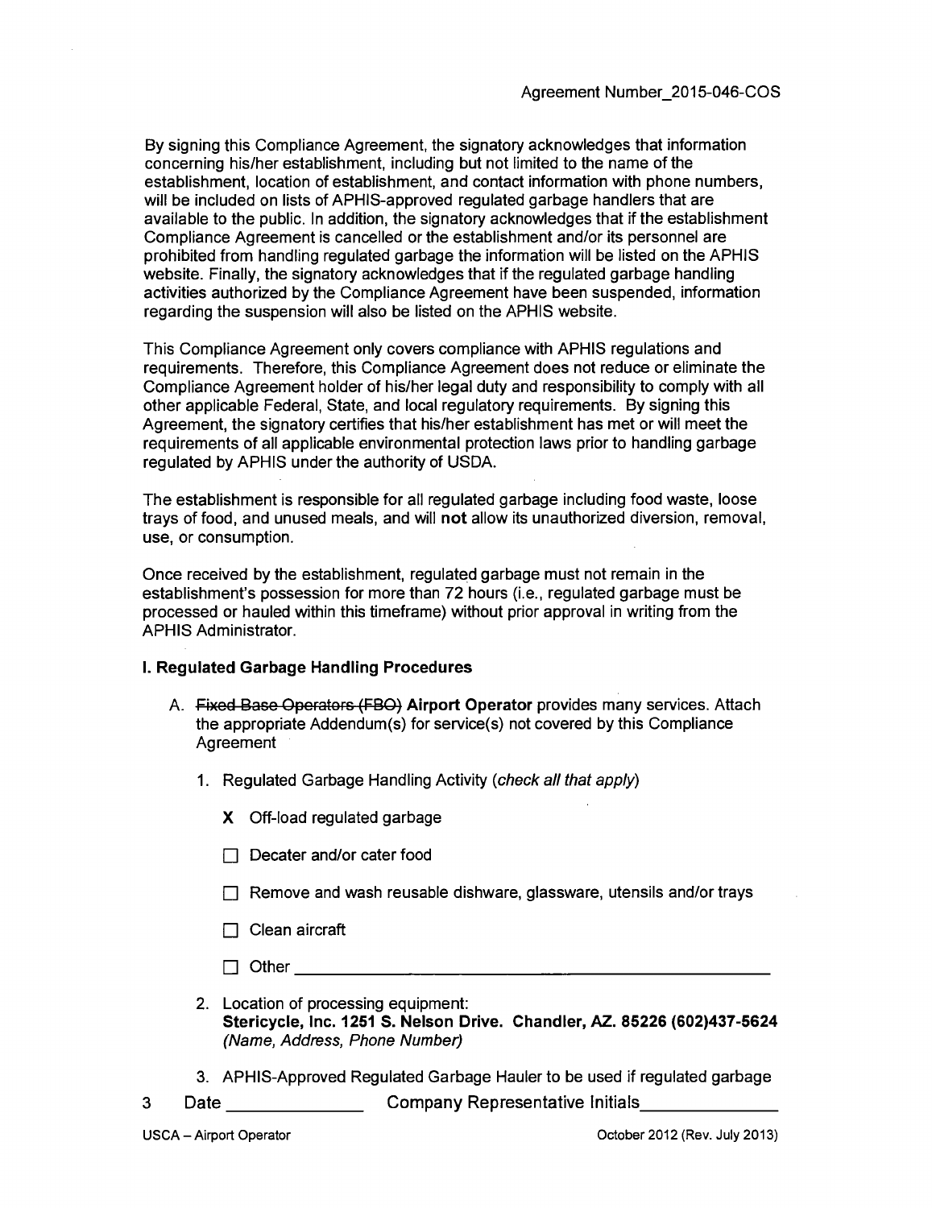Agreement Number_2015-046-COS

By signing this Compliance Agreement, the signatory acknowledges that information concerning his/her establishment, including but not limited to the name of the establishment, location of establishment, and contact information with phone numbers, will be included on lists of APHIS-approved regulated garbage handlers that are available to the public. In addition, the signatory acknowledges that if the establishment Compliance Agreement is cancelled or the establishment and/or its personnel are prohibited from handling regulated garbage the information will be listed on the APHIS website. Finally, the signatory acknowledges that if the regulated garbage handling activities authorized by the Compliance Agreement have been suspended, information regarding the suspension will also be listed on the APHIS website.

This Compliance Agreement only covers compliance with APHIS regulations and requirements. Therefore, this Compliance Agreement does not reduce or eliminate the Compliance Agreement holder of his/her legal duty and responsibility to comply with all other applicable Federal, State, and local regulatory requirements. By signing this Agreement, the signatory certifies that his/her establishment has met or will meet the requirements of all applicable environmental protection laws prior to handling garbage regulated by APHIS under the authority of USDA.

The establishment is responsible for all regulated garbage including food waste, loose trays of food, and unused meals, and will **not** allow its unauthorized diversion, removal, use, or consumption.

Once received by the establishment, regulated garbage must not remain in the establishment's possession for more than 72 hours (i.e., regulated garbage must be processed or hauled within this timeframe) without prior approval in writing from the APHIS Administrator.

### I. Regulated Garbage Handling Procedures

A. ~~Fixed Base Operators (FBO)~~ **Airport Operator** provides many services. Attach the appropriate Addendum(s) for service(s) not covered by this Compliance Agreement

1. Regulated Garbage Handling Activity (*check all that apply*)

   **X** Off-load regulated garbage

   ☐ Decater and/or cater food

   ☐ Remove and wash reusable dishware, glassware, utensils and/or trays

   ☐ Clean aircraft

   ☐ Other ______________________________

2. Location of processing equipment:
   **Stericycle, Inc. 1251 S. Nelson Drive. Chandler, AZ. 85226 (602)437-5624**
   *(Name, Address, Phone Number)*

3. APHIS-Approved Regulated Garbage Hauler to be used if regulated garbage

Date ______________ Company Representative Initials______________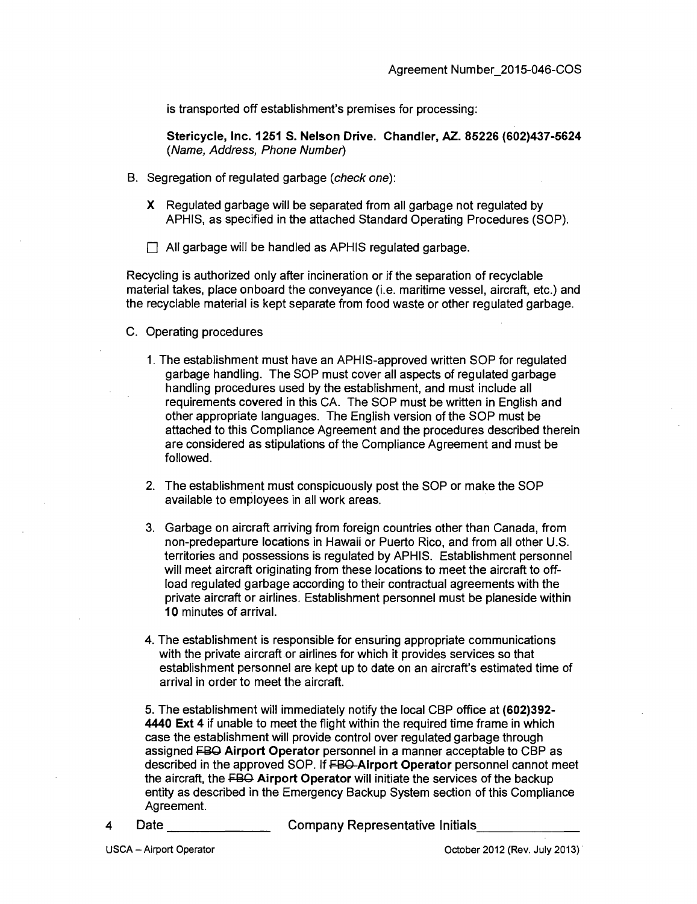is transported off establishment's premises for processing:

**Stericycle, Inc. 1251 S. Nelson Drive. Chandler, AZ. 85226 (602)437-5624**
*(Name, Address, Phone Number)*

B. Segregation of regulated garbage (*check one*):

**X** Regulated garbage will be separated from all garbage not regulated by APHIS, as specified in the attached Standard Operating Procedures (SOP).

☐ All garbage will be handled as APHIS regulated garbage.

Recycling is authorized only after incineration or if the separation of recyclable material takes, place onboard the conveyance (i.e. maritime vessel, aircraft, etc.) and the recyclable material is kept separate from food waste or other regulated garbage.

C. Operating procedures

1. The establishment must have an APHIS-approved written SOP for regulated garbage handling. The SOP must cover all aspects of regulated garbage handling procedures used by the establishment, and must include all requirements covered in this CA. The SOP must be written in English and other appropriate languages. The English version of the SOP must be attached to this Compliance Agreement and the procedures described therein are considered as stipulations of the Compliance Agreement and must be followed.

2. The establishment must conspicuously post the SOP or make the SOP available to employees in all work areas.

3. Garbage on aircraft arriving from foreign countries other than Canada, from non-predeparture locations in Hawaii or Puerto Rico, and from all other U.S. territories and possessions is regulated by APHIS. Establishment personnel will meet aircraft originating from these locations to meet the aircraft to off-load regulated garbage according to their contractual agreements with the private aircraft or airlines. Establishment personnel must be planeside within **10** minutes of arrival.

4. The establishment is responsible for ensuring appropriate communications with the private aircraft or airlines for which it provides services so that establishment personnel are kept up to date on an aircraft's estimated time of arrival in order to meet the aircraft.

5. The establishment will immediately notify the local CBP office at **(602)392-4440 Ext 4** if unable to meet the flight within the required time frame in which case the establishment will provide control over regulated garbage through assigned ~~FBO~~ **Airport Operator** personnel in a manner acceptable to CBP as described in the approved SOP. If ~~FBO~~ **Airport Operator** personnel cannot meet the aircraft, the ~~FBO~~ **Airport Operator** will initiate the services of the backup entity as described in the Emergency Backup System section of this Compliance Agreement.

Date \_\_\_\_\_\_\_\_\_\_\_\_\_\_ Company Representative Initials\_\_\_\_\_\_\_\_\_\_\_\_\_\_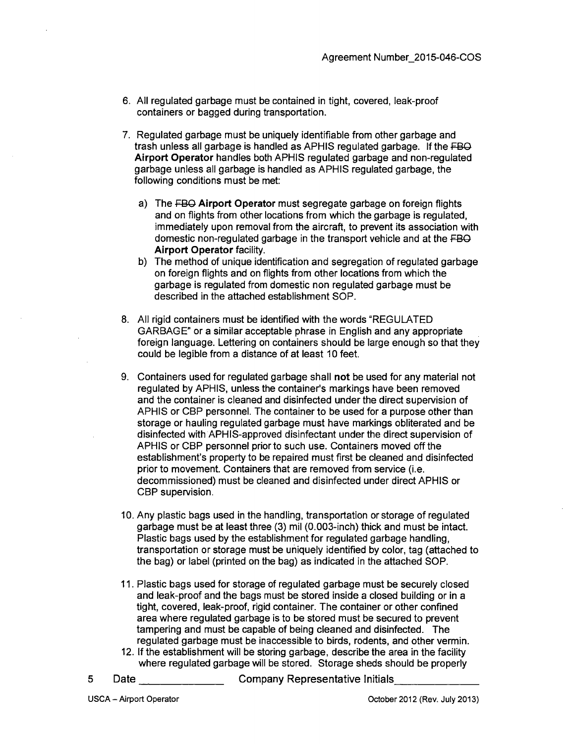6. All regulated garbage must be contained in tight, covered, leak-proof containers or bagged during transportation.

7. Regulated garbage must be uniquely identifiable from other garbage and trash unless all garbage is handled as APHIS regulated garbage. If the ~~FBO~~ **Airport Operator** handles both APHIS regulated garbage and non-regulated garbage unless all garbage is handled as APHIS regulated garbage, the following conditions must be met:

   a) The ~~FBO~~ **Airport Operator** must segregate garbage on foreign flights and on flights from other locations from which the garbage is regulated, immediately upon removal from the aircraft, to prevent its association with domestic non-regulated garbage in the transport vehicle and at the ~~FBO~~ **Airport Operator** facility.
   b) The method of unique identification and segregation of regulated garbage on foreign flights and on flights from other locations from which the garbage is regulated from domestic non regulated garbage must be described in the attached establishment SOP.

8. All rigid containers must be identified with the words "REGULATED GARBAGE" or a similar acceptable phrase in English and any appropriate foreign language. Lettering on containers should be large enough so that they could be legible from a distance of at least 10 feet.

9. Containers used for regulated garbage shall **not** be used for any material not regulated by APHIS, unless the container's markings have been removed and the container is cleaned and disinfected under the direct supervision of APHIS or CBP personnel. The container to be used for a purpose other than storage or hauling regulated garbage must have markings obliterated and be disinfected with APHIS-approved disinfectant under the direct supervision of APHIS or CBP personnel prior to such use. Containers moved off the establishment's property to be repaired must first be cleaned and disinfected prior to movement. Containers that are removed from service (i.e. decommissioned) must be cleaned and disinfected under direct APHIS or CBP supervision.

10. Any plastic bags used in the handling, transportation or storage of regulated garbage must be at least three (3) mil (0.003-inch) thick and must be intact. Plastic bags used by the establishment for regulated garbage handling, transportation or storage must be uniquely identified by color, tag (attached to the bag) or label (printed on the bag) as indicated in the attached SOP.

11. Plastic bags used for storage of regulated garbage must be securely closed and leak-proof and the bags must be stored inside a closed building or in a tight, covered, leak-proof, rigid container. The container or other confined area where regulated garbage is to be stored must be secured to prevent tampering and must be capable of being cleaned and disinfected. The regulated garbage must be inaccessible to birds, rodents, and other vermin.
12. If the establishment will be storing garbage, describe the area in the facility where regulated garbage will be stored. Storage sheds should be properly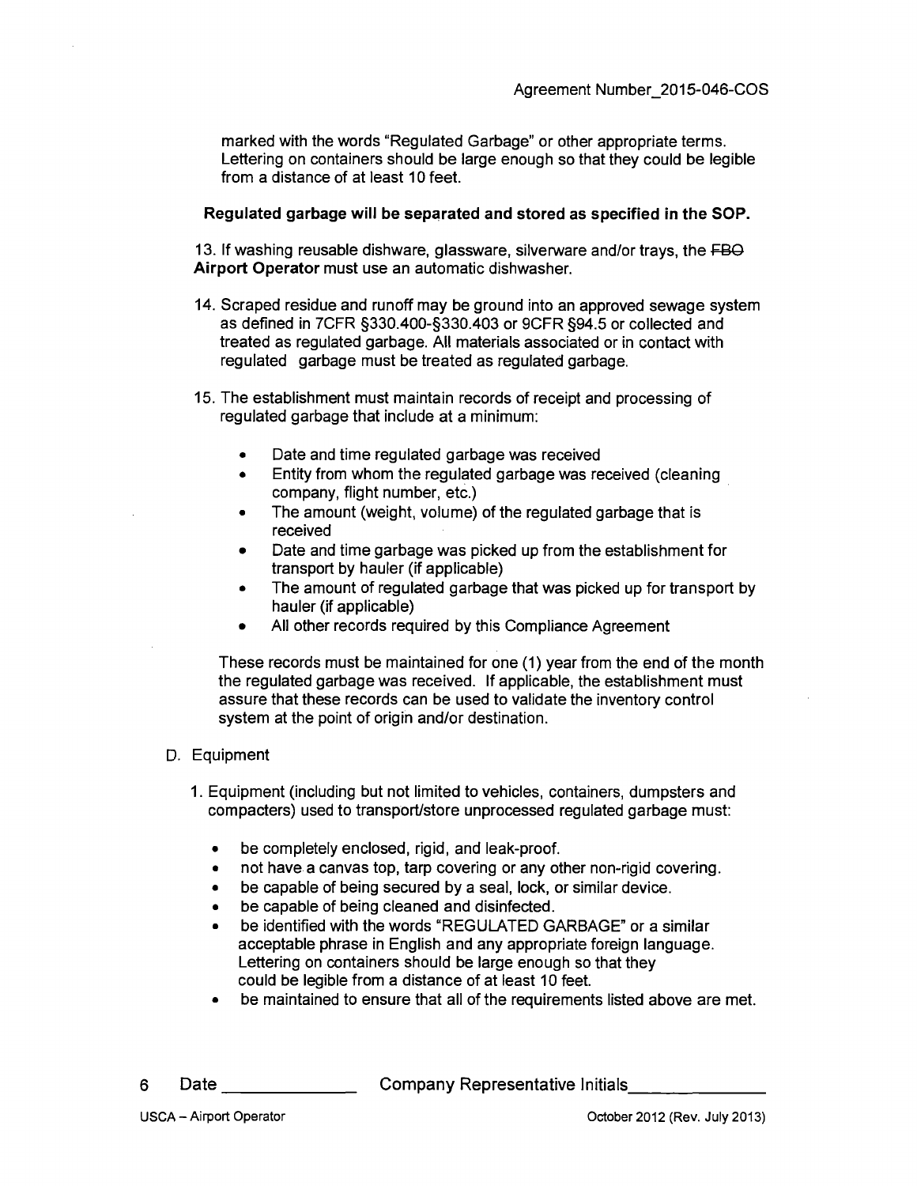marked with the words "Regulated Garbage" or other appropriate terms. Lettering on containers should be large enough so that they could be legible from a distance of at least 10 feet.

**Regulated garbage will be separated and stored as specified in the SOP.**

13. If washing reusable dishware, glassware, silverware and/or trays, the ~~FBO~~ **Airport Operator** must use an automatic dishwasher.

14. Scraped residue and runoff may be ground into an approved sewage system as defined in 7CFR §330.400-§330.403 or 9CFR §94.5 or collected and treated as regulated garbage. All materials associated or in contact with regulated garbage must be treated as regulated garbage.

15. The establishment must maintain records of receipt and processing of regulated garbage that include at a minimum:

    - Date and time regulated garbage was received
    - Entity from whom the regulated garbage was received (cleaning company, flight number, etc.)
    - The amount (weight, volume) of the regulated garbage that is received
    - Date and time garbage was picked up from the establishment for transport by hauler (if applicable)
    - The amount of regulated garbage that was picked up for transport by hauler (if applicable)
    - All other records required by this Compliance Agreement

    These records must be maintained for one (1) year from the end of the month the regulated garbage was received. If applicable, the establishment must assure that these records can be used to validate the inventory control system at the point of origin and/or destination.

D. Equipment

1. Equipment (including but not limited to vehicles, containers, dumpsters and compacters) used to transport/store unprocessed regulated garbage must:

    - be completely enclosed, rigid, and leak-proof.
    - not have a canvas top, tarp covering or any other non-rigid covering.
    - be capable of being secured by a seal, lock, or similar device.
    - be capable of being cleaned and disinfected.
    - be identified with the words "REGULATED GARBAGE" or a similar acceptable phrase in English and any appropriate foreign language. Lettering on containers should be large enough so that they could be legible from a distance of at least 10 feet.
    - be maintained to ensure that all of the requirements listed above are met.

Date ______________ Company Representative Initials______________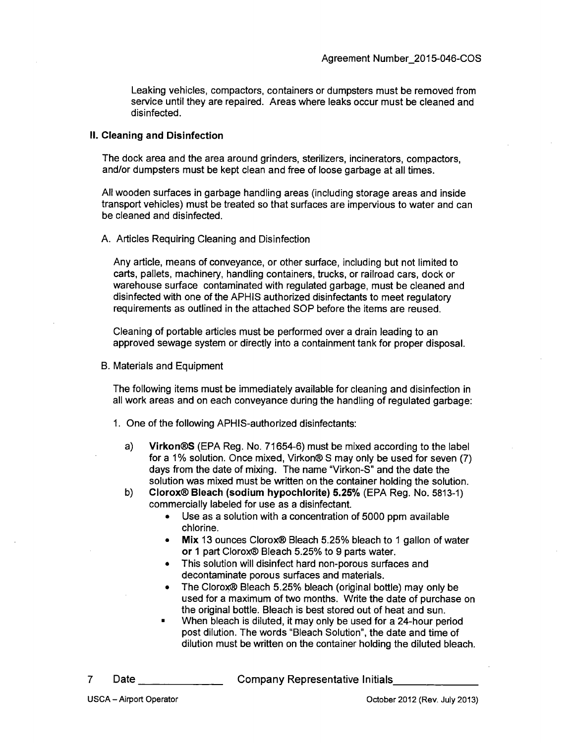Leaking vehicles, compactors, containers or dumpsters must be removed from service until they are repaired. Areas where leaks occur must be cleaned and disinfected.

## II. Cleaning and Disinfection

The dock area and the area around grinders, sterilizers, incinerators, compactors, and/or dumpsters must be kept clean and free of loose garbage at all times.

All wooden surfaces in garbage handling areas (including storage areas and inside transport vehicles) must be treated so that surfaces are impervious to water and can be cleaned and disinfected.

A. Articles Requiring Cleaning and Disinfection

Any article, means of conveyance, or other surface, including but not limited to carts, pallets, machinery, handling containers, trucks, or railroad cars, dock or warehouse surface contaminated with regulated garbage, must be cleaned and disinfected with one of the APHIS authorized disinfectants to meet regulatory requirements as outlined in the attached SOP before the items are reused.

Cleaning of portable articles must be performed over a drain leading to an approved sewage system or directly into a containment tank for proper disposal.

B. Materials and Equipment

The following items must be immediately available for cleaning and disinfection in all work areas and on each conveyance during the handling of regulated garbage:

1. One of the following APHIS-authorized disinfectants:

   a) **Virkon®S** (EPA Reg. No. 71654-6) must be mixed according to the label for a 1% solution. Once mixed, Virkon® S may only be used for seven (7) days from the date of mixing. The name "Virkon-S" and the date the solution was mixed must be written on the container holding the solution.

   b) **Clorox® Bleach (sodium hypochlorite) 5.25%** (EPA Reg. No. 5813-1) commercially labeled for use as a disinfectant.
      - Use as a solution with a concentration of 5000 ppm available chlorine.
      - **Mix** 13 ounces Clorox® Bleach 5.25% bleach to 1 gallon of water **or** 1 part Clorox® Bleach 5.25% to 9 parts water.
      - This solution will disinfect hard non-porous surfaces and decontaminate porous surfaces and materials.
      - The Clorox® Bleach 5.25% bleach (original bottle) may only be used for a maximum of two months. Write the date of purchase on the original bottle. Bleach is best stored out of heat and sun.
      - When bleach is diluted, it may only be used for a 24-hour period post dilution. The words "Bleach Solution", the date and time of dilution must be written on the container holding the diluted bleach.

Date \_\_\_\_\_\_\_\_\_\_\_\_\_\_ Company Representative Initials\_\_\_\_\_\_\_\_\_\_\_\_\_\_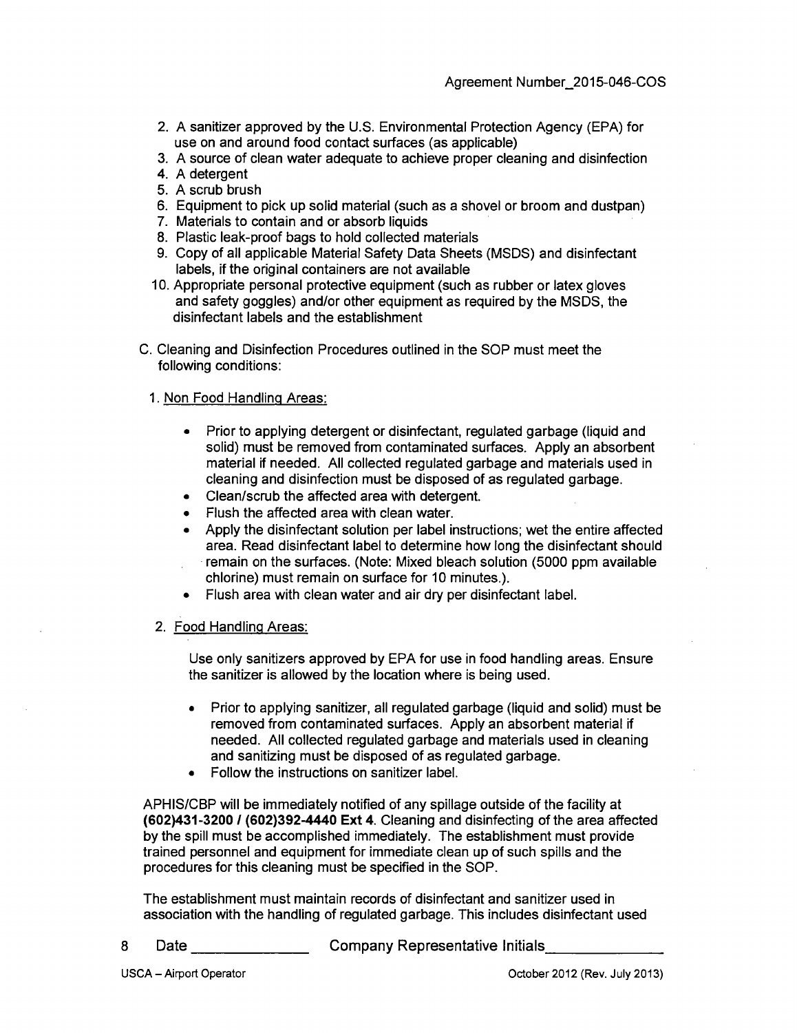2. A sanitizer approved by the U.S. Environmental Protection Agency (EPA) for use on and around food contact surfaces (as applicable)
3. A source of clean water adequate to achieve proper cleaning and disinfection
4. A detergent
5. A scrub brush
6. Equipment to pick up solid material (such as a shovel or broom and dustpan)
7. Materials to contain and or absorb liquids
8. Plastic leak-proof bags to hold collected materials
9. Copy of all applicable Material Safety Data Sheets (MSDS) and disinfectant labels, if the original containers are not available
10. Appropriate personal protective equipment (such as rubber or latex gloves and safety goggles) and/or other equipment as required by the MSDS, the disinfectant labels and the establishment

C. Cleaning and Disinfection Procedures outlined in the SOP must meet the following conditions:

1. Non Food Handling Areas:

   - Prior to applying detergent or disinfectant, regulated garbage (liquid and solid) must be removed from contaminated surfaces. Apply an absorbent material if needed. All collected regulated garbage and materials used in cleaning and disinfection must be disposed of as regulated garbage.
   - Clean/scrub the affected area with detergent.
   - Flush the affected area with clean water.
   - Apply the disinfectant solution per label instructions; wet the entire affected area. Read disinfectant label to determine how long the disinfectant should remain on the surfaces. (Note: Mixed bleach solution (5000 ppm available chlorine) must remain on surface for 10 minutes.).
   - Flush area with clean water and air dry per disinfectant label.

2. Food Handling Areas:

   Use only sanitizers approved by EPA for use in food handling areas. Ensure the sanitizer is allowed by the location where is being used.

   - Prior to applying sanitizer, all regulated garbage (liquid and solid) must be removed from contaminated surfaces. Apply an absorbent material if needed. All collected regulated garbage and materials used in cleaning and sanitizing must be disposed of as regulated garbage.
   - Follow the instructions on sanitizer label.

APHIS/CBP will be immediately notified of any spillage outside of the facility at **(602)431-3200 / (602)392-4440 Ext 4**. Cleaning and disinfecting of the area affected by the spill must be accomplished immediately. The establishment must provide trained personnel and equipment for immediate clean up of such spills and the procedures for this cleaning must be specified in the SOP.

The establishment must maintain records of disinfectant and sanitizer used in association with the handling of regulated garbage. This includes disinfectant used

Date ______________ Company Representative Initials______________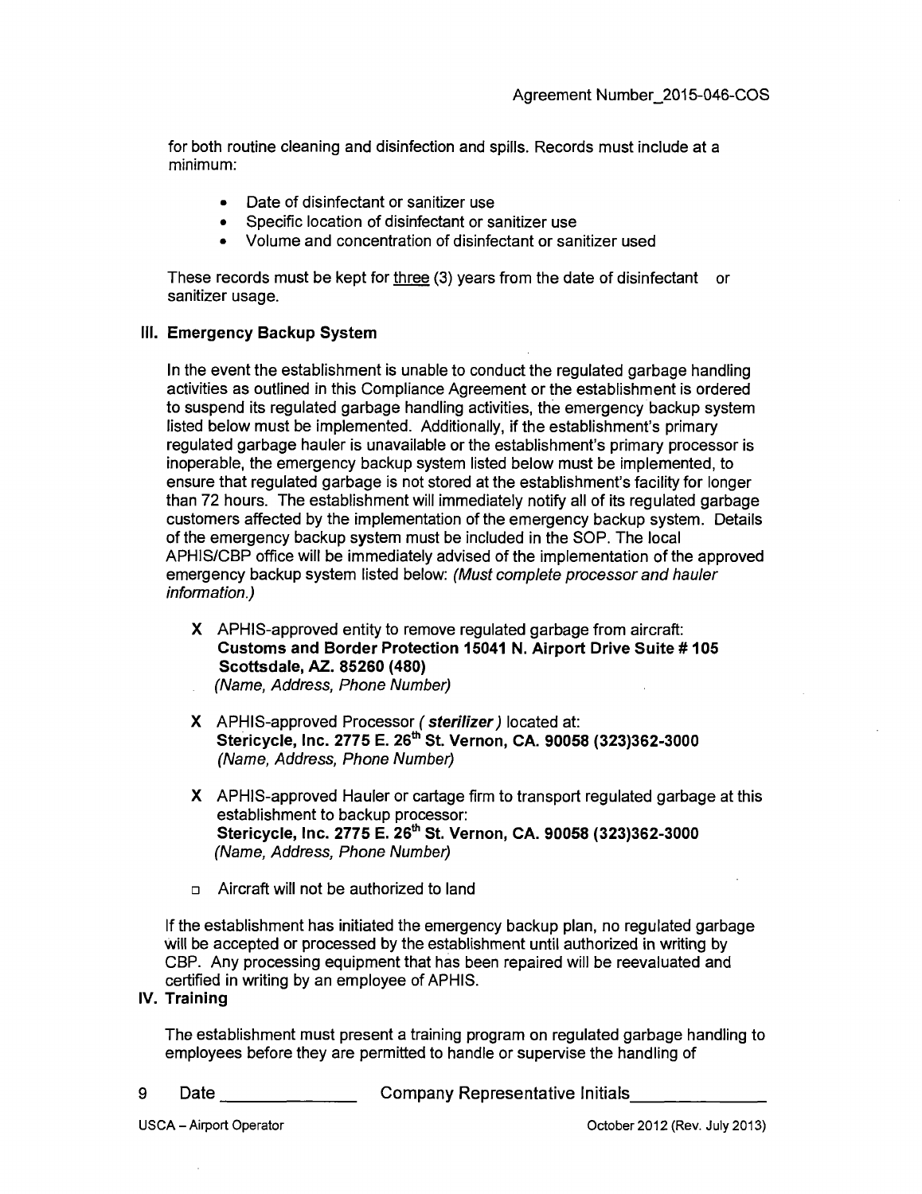for both routine cleaning and disinfection and spills. Records must include at a minimum:

- Date of disinfectant or sanitizer use
- Specific location of disinfectant or sanitizer use
- Volume and concentration of disinfectant or sanitizer used

These records must be kept for three (3) years from the date of disinfectant or sanitizer usage.

### III. Emergency Backup System

In the event the establishment is unable to conduct the regulated garbage handling activities as outlined in this Compliance Agreement or the establishment is ordered to suspend its regulated garbage handling activities, the emergency backup system listed below must be implemented. Additionally, if the establishment's primary regulated garbage hauler is unavailable or the establishment's primary processor is inoperable, the emergency backup system listed below must be implemented, to ensure that regulated garbage is not stored at the establishment's facility for longer than 72 hours. The establishment will immediately notify all of its regulated garbage customers affected by the implementation of the emergency backup system. Details of the emergency backup system must be included in the SOP. The local APHIS/CBP office will be immediately advised of the implementation of the approved emergency backup system listed below: *(Must complete processor and hauler information.)*

- **X** APHIS-approved entity to remove regulated garbage from aircraft:
  **Customs and Border Protection 15041 N. Airport Drive Suite # 105 Scottsdale, AZ. 85260 (480)**
  *(Name, Address, Phone Number)*

- **X** APHIS-approved Processor ( ***sterilizer*** ) located at:
  **Stericycle, Inc. 2775 E. 26th St. Vernon, CA. 90058 (323)362-3000**
  *(Name, Address, Phone Number)*

- **X** APHIS-approved Hauler or cartage firm to transport regulated garbage at this establishment to backup processor:
  **Stericycle, Inc. 2775 E. 26th St. Vernon, CA. 90058 (323)362-3000**
  *(Name, Address, Phone Number)*

- ☐ Aircraft will not be authorized to land

If the establishment has initiated the emergency backup plan, no regulated garbage will be accepted or processed by the establishment until authorized in writing by CBP. Any processing equipment that has been repaired will be reevaluated and certified in writing by an employee of APHIS.

### IV. Training

The establishment must present a training program on regulated garbage handling to employees before they are permitted to handle or supervise the handling of

Date ______________ Company Representative Initials______________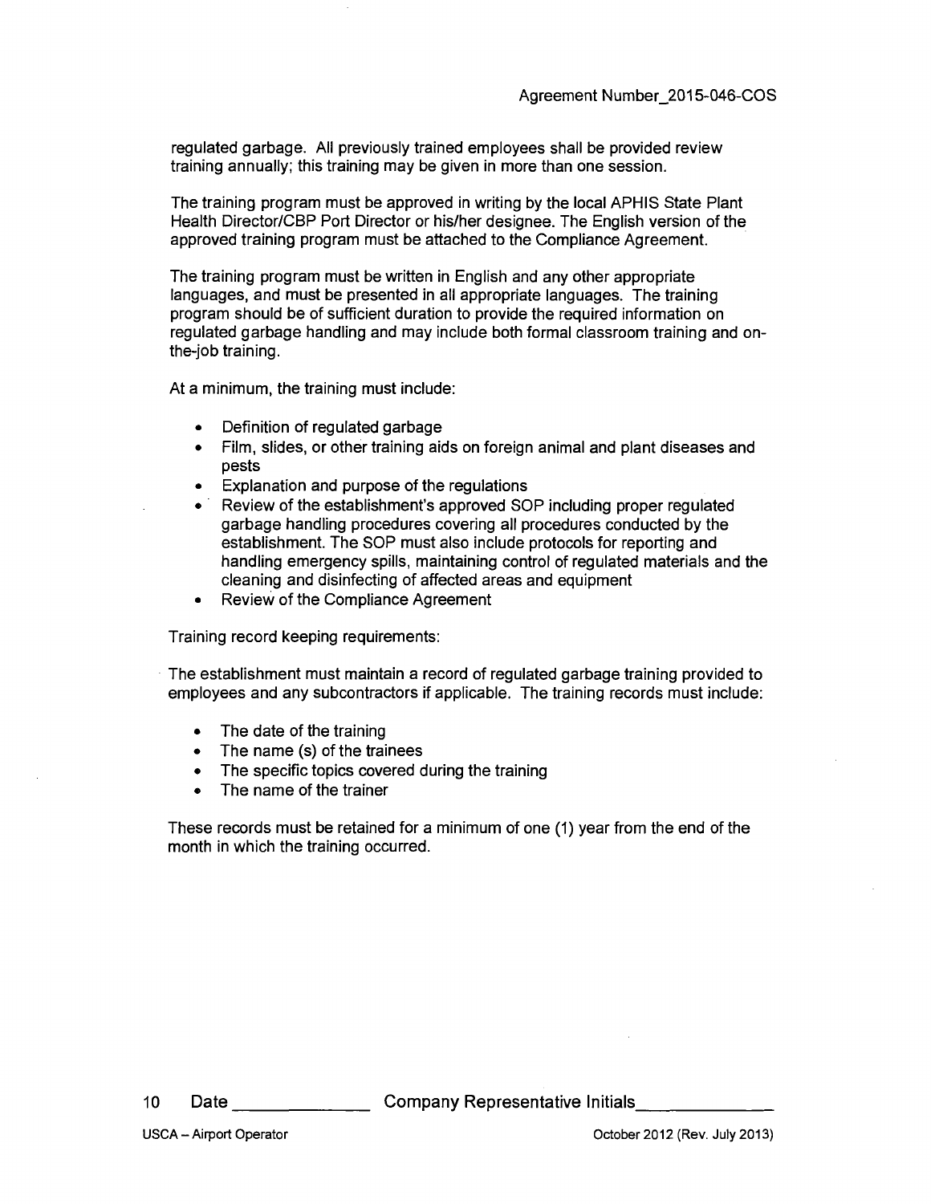regulated garbage. All previously trained employees shall be provided review training annually; this training may be given in more than one session.

The training program must be approved in writing by the local APHIS State Plant Health Director/CBP Port Director or his/her designee. The English version of the approved training program must be attached to the Compliance Agreement.

The training program must be written in English and any other appropriate languages, and must be presented in all appropriate languages. The training program should be of sufficient duration to provide the required information on regulated garbage handling and may include both formal classroom training and on-the-job training.

At a minimum, the training must include:

- Definition of regulated garbage
- Film, slides, or other training aids on foreign animal and plant diseases and pests
- Explanation and purpose of the regulations
- Review of the establishment's approved SOP including proper regulated garbage handling procedures covering all procedures conducted by the establishment. The SOP must also include protocols for reporting and handling emergency spills, maintaining control of regulated materials and the cleaning and disinfecting of affected areas and equipment
- Review of the Compliance Agreement

Training record keeping requirements:

The establishment must maintain a record of regulated garbage training provided to employees and any subcontractors if applicable. The training records must include:

- The date of the training
- The name (s) of the trainees
- The specific topics covered during the training
- The name of the trainer

These records must be retained for a minimum of one (1) year from the end of the month in which the training occurred.

Date _____________ Company Representative Initials_____________